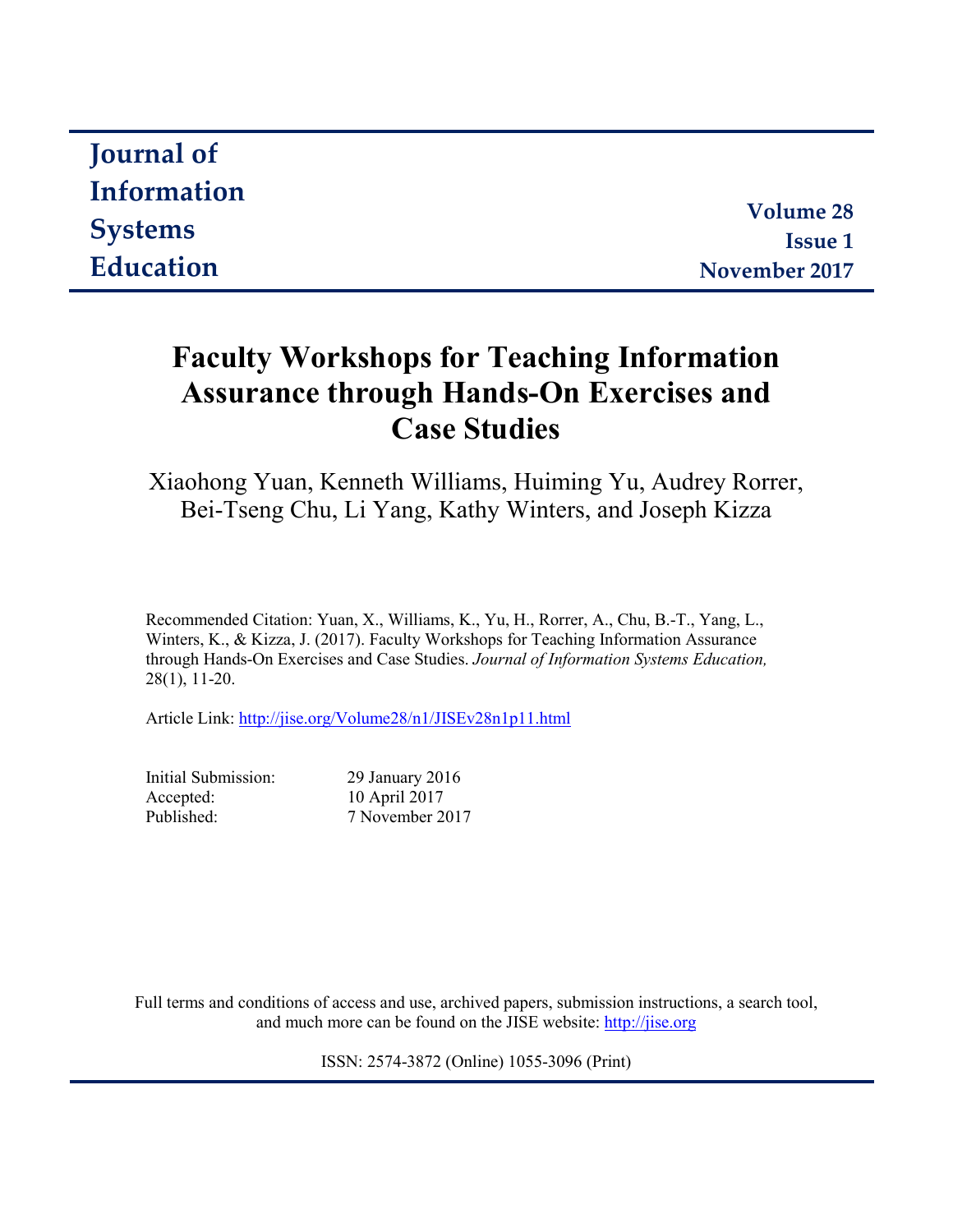# Journal of Information Systems Education

**Volume 28**
**Issue 1**
**November 2017**

# Faculty Workshops for Teaching Information Assurance through Hands-On Exercises and Case Studies

Xiaohong Yuan, Kenneth Williams, Huiming Yu, Audrey Rorrer, Bei-Tseng Chu, Li Yang, Kathy Winters, and Joseph Kizza

Recommended Citation: Yuan, X., Williams, K., Yu, H., Rorrer, A., Chu, B.-T., Yang, L., Winters, K., & Kizza, J. (2017). Faculty Workshops for Teaching Information Assurance through Hands-On Exercises and Case Studies. *Journal of Information Systems Education,* 28(1), 11-20.

Article Link: http://jise.org/Volume28/n1/JISEv28n1p11.html

| | |
|---|---|
| Initial Submission: | 29 January 2016 |
| Accepted: | 10 April 2017 |
| Published: | 7 November 2017 |

Full terms and conditions of access and use, archived papers, submission instructions, a search tool, and much more can be found on the JISE website: http://jise.org

ISSN: 2574-3872 (Online) 1055-3096 (Print)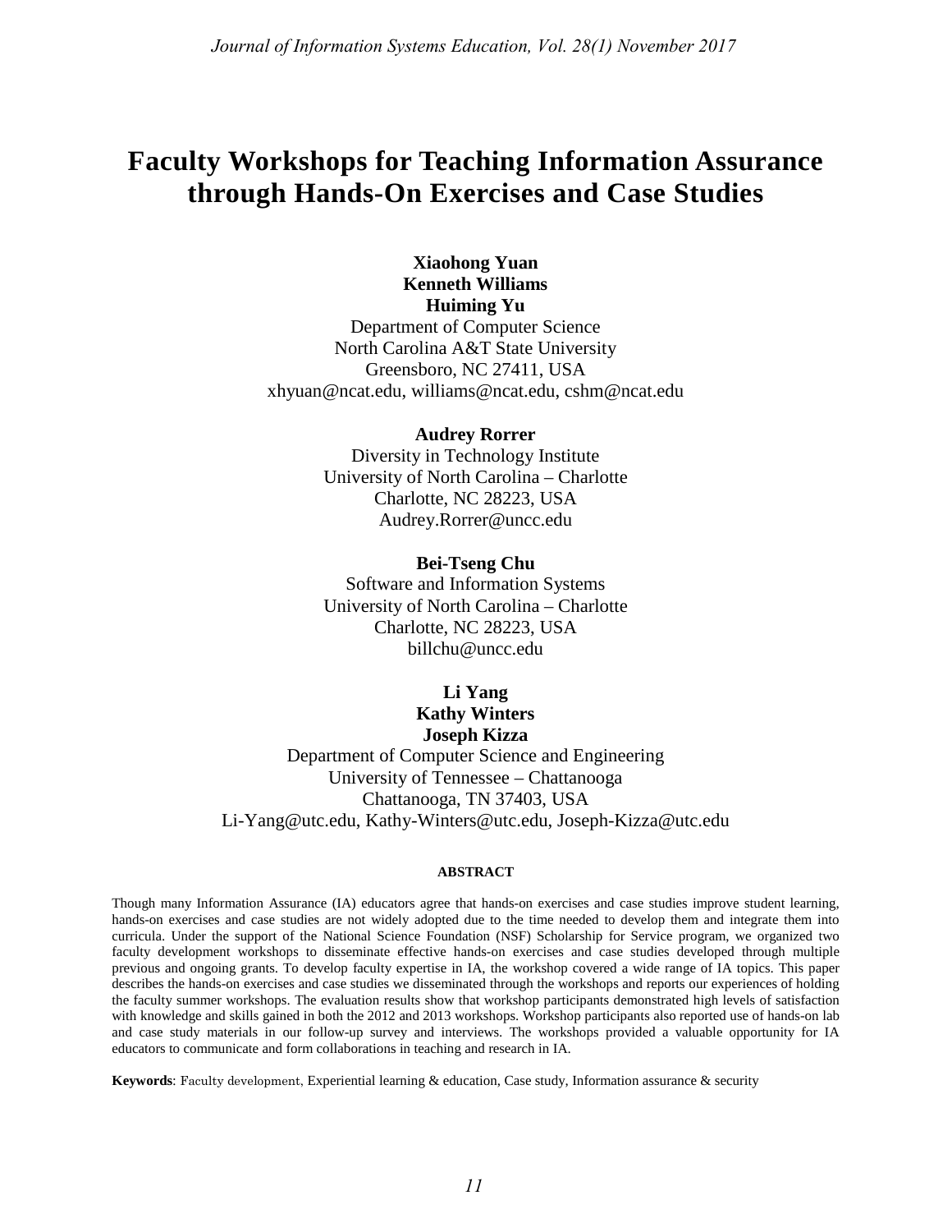# Faculty Workshops for Teaching Information Assurance through Hands-On Exercises and Case Studies

**Xiaohong Yuan**
**Kenneth Williams**
**Huiming Yu**
Department of Computer Science
North Carolina A&T State University
Greensboro, NC 27411, USA
xhyuan@ncat.edu, williams@ncat.edu, cshm@ncat.edu

**Audrey Rorrer**
Diversity in Technology Institute
University of North Carolina – Charlotte
Charlotte, NC 28223, USA
Audrey.Rorrer@uncc.edu

**Bei-Tseng Chu**
Software and Information Systems
University of North Carolina – Charlotte
Charlotte, NC 28223, USA
billchu@uncc.edu

**Li Yang**
**Kathy Winters**
**Joseph Kizza**
Department of Computer Science and Engineering
University of Tennessee – Chattanooga
Chattanooga, TN 37403, USA
Li-Yang@utc.edu, Kathy-Winters@utc.edu, Joseph-Kizza@utc.edu

## ABSTRACT

Though many Information Assurance (IA) educators agree that hands-on exercises and case studies improve student learning, hands-on exercises and case studies are not widely adopted due to the time needed to develop them and integrate them into curricula. Under the support of the National Science Foundation (NSF) Scholarship for Service program, we organized two faculty development workshops to disseminate effective hands-on exercises and case studies developed through multiple previous and ongoing grants. To develop faculty expertise in IA, the workshop covered a wide range of IA topics. This paper describes the hands-on exercises and case studies we disseminated through the workshops and reports our experiences of holding the faculty summer workshops. The evaluation results show that workshop participants demonstrated high levels of satisfaction with knowledge and skills gained in both the 2012 and 2013 workshops. Workshop participants also reported use of hands-on lab and case study materials in our follow-up survey and interviews. The workshops provided a valuable opportunity for IA educators to communicate and form collaborations in teaching and research in IA.

**Keywords**: Faculty development, Experiential learning & education, Case study, Information assurance & security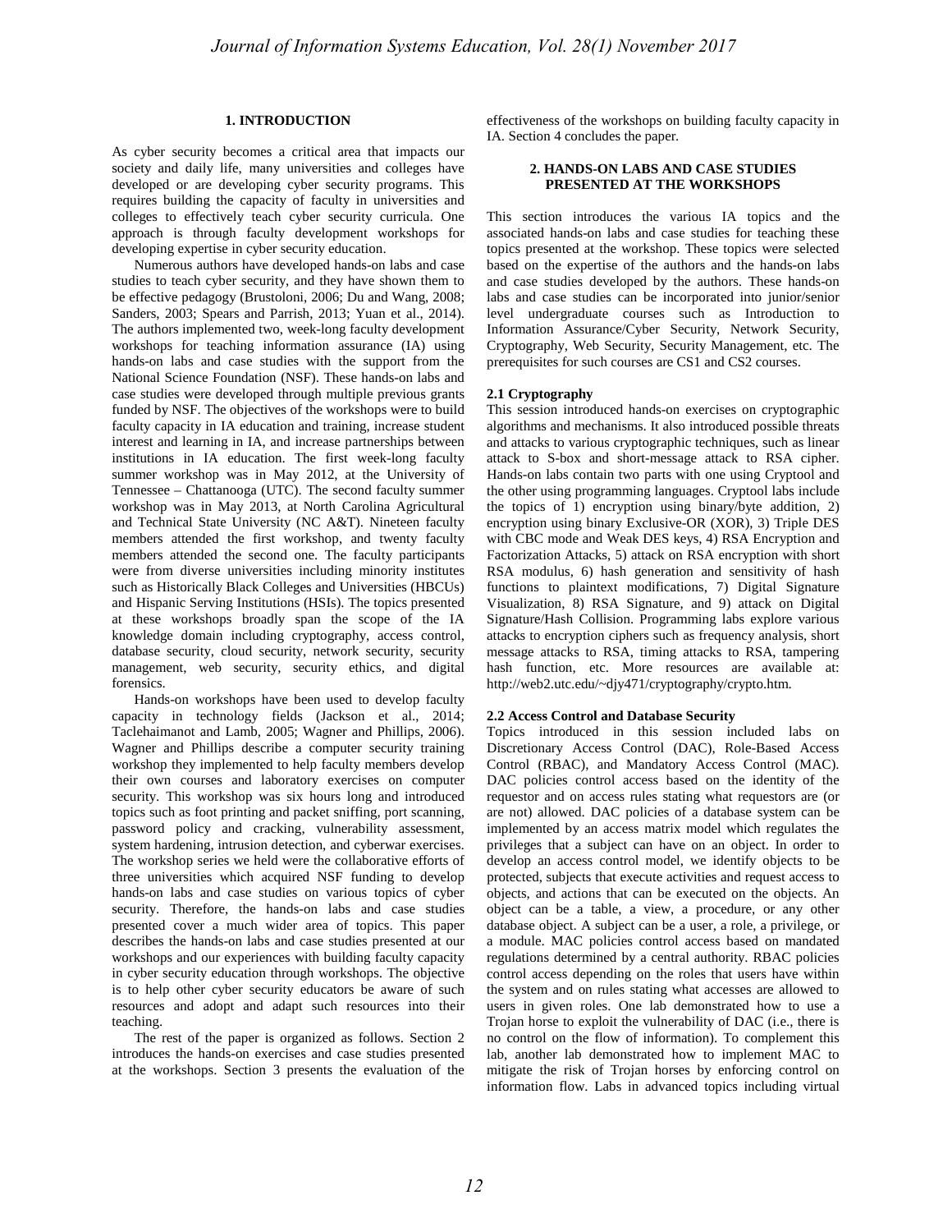## 1. INTRODUCTION

As cyber security becomes a critical area that impacts our society and daily life, many universities and colleges have developed or are developing cyber security programs. This requires building the capacity of faculty in universities and colleges to effectively teach cyber security curricula. One approach is through faculty development workshops for developing expertise in cyber security education.

Numerous authors have developed hands-on labs and case studies to teach cyber security, and they have shown them to be effective pedagogy (Brustoloni, 2006; Du and Wang, 2008; Sanders, 2003; Spears and Parrish, 2013; Yuan et al., 2014). The authors implemented two, week-long faculty development workshops for teaching information assurance (IA) using hands-on labs and case studies with the support from the National Science Foundation (NSF). These hands-on labs and case studies were developed through multiple previous grants funded by NSF. The objectives of the workshops were to build faculty capacity in IA education and training, increase student interest and learning in IA, and increase partnerships between institutions in IA education. The first week-long faculty summer workshop was in May 2012, at the University of Tennessee – Chattanooga (UTC). The second faculty summer workshop was in May 2013, at North Carolina Agricultural and Technical State University (NC A&T). Nineteen faculty members attended the first workshop, and twenty faculty members attended the second one. The faculty participants were from diverse universities including minority institutes such as Historically Black Colleges and Universities (HBCUs) and Hispanic Serving Institutions (HSIs). The topics presented at these workshops broadly span the scope of the IA knowledge domain including cryptography, access control, database security, cloud security, network security, security management, web security, security ethics, and digital forensics.

Hands-on workshops have been used to develop faculty capacity in technology fields (Jackson et al., 2014; Taclehaimanot and Lamb, 2005; Wagner and Phillips, 2006). Wagner and Phillips describe a computer security training workshop they implemented to help faculty members develop their own courses and laboratory exercises on computer security. This workshop was six hours long and introduced topics such as foot printing and packet sniffing, port scanning, password policy and cracking, vulnerability assessment, system hardening, intrusion detection, and cyberwar exercises. The workshop series we held were the collaborative efforts of three universities which acquired NSF funding to develop hands-on labs and case studies on various topics of cyber security. Therefore, the hands-on labs and case studies presented cover a much wider area of topics. This paper describes the hands-on labs and case studies presented at our workshops and our experiences with building faculty capacity in cyber security education through workshops. The objective is to help other cyber security educators be aware of such resources and adopt and adapt such resources into their teaching.

The rest of the paper is organized as follows. Section 2 introduces the hands-on exercises and case studies presented at the workshops. Section 3 presents the evaluation of the effectiveness of the workshops on building faculty capacity in IA. Section 4 concludes the paper.

## 2. HANDS-ON LABS AND CASE STUDIES PRESENTED AT THE WORKSHOPS

This section introduces the various IA topics and the associated hands-on labs and case studies for teaching these topics presented at the workshop. These topics were selected based on the expertise of the authors and the hands-on labs and case studies developed by the authors. These hands-on labs and case studies can be incorporated into junior/senior level undergraduate courses such as Introduction to Information Assurance/Cyber Security, Network Security, Cryptography, Web Security, Security Management, etc. The prerequisites for such courses are CS1 and CS2 courses.

### 2.1 Cryptography

This session introduced hands-on exercises on cryptographic algorithms and mechanisms. It also introduced possible threats and attacks to various cryptographic techniques, such as linear attack to S-box and short-message attack to RSA cipher. Hands-on labs contain two parts with one using Cryptool and the other using programming languages. Cryptool labs include the topics of 1) encryption using binary/byte addition, 2) encryption using binary Exclusive-OR (XOR), 3) Triple DES with CBC mode and Weak DES keys, 4) RSA Encryption and Factorization Attacks, 5) attack on RSA encryption with short RSA modulus, 6) hash generation and sensitivity of hash functions to plaintext modifications, 7) Digital Signature Visualization, 8) RSA Signature, and 9) attack on Digital Signature/Hash Collision. Programming labs explore various attacks to encryption ciphers such as frequency analysis, short message attacks to RSA, timing attacks to RSA, tampering hash function, etc. More resources are available at: http://web2.utc.edu/~djy471/cryptography/crypto.htm.

### 2.2 Access Control and Database Security

Topics introduced in this session included labs on Discretionary Access Control (DAC), Role-Based Access Control (RBAC), and Mandatory Access Control (MAC). DAC policies control access based on the identity of the requestor and on access rules stating what requestors are (or are not) allowed. DAC policies of a database system can be implemented by an access matrix model which regulates the privileges that a subject can have on an object. In order to develop an access control model, we identify objects to be protected, subjects that execute activities and request access to objects, and actions that can be executed on the objects. An object can be a table, a view, a procedure, or any other database object. A subject can be a user, a role, a privilege, or a module. MAC policies control access based on mandated regulations determined by a central authority. RBAC policies control access depending on the roles that users have within the system and on rules stating what accesses are allowed to users in given roles. One lab demonstrated how to use a Trojan horse to exploit the vulnerability of DAC (i.e., there is no control on the flow of information). To complement this lab, another lab demonstrated how to implement MAC to mitigate the risk of Trojan horses by enforcing control on information flow. Labs in advanced topics including virtual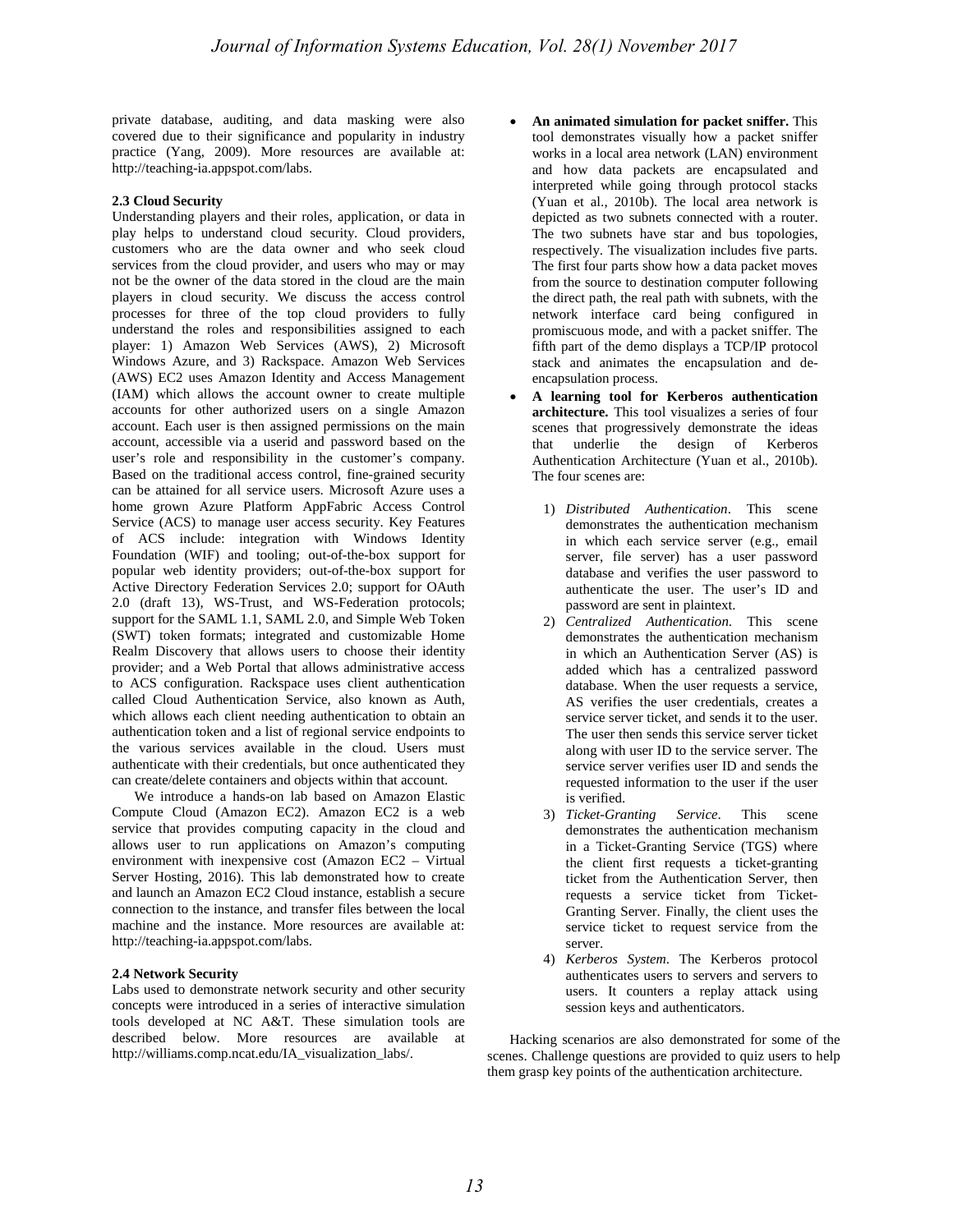private database, auditing, and data masking were also covered due to their significance and popularity in industry practice (Yang, 2009). More resources are available at: http://teaching-ia.appspot.com/labs.

### 2.3 Cloud Security

Understanding players and their roles, application, or data in play helps to understand cloud security. Cloud providers, customers who are the data owner and who seek cloud services from the cloud provider, and users who may or may not be the owner of the data stored in the cloud are the main players in cloud security. We discuss the access control processes for three of the top cloud providers to fully understand the roles and responsibilities assigned to each player: 1) Amazon Web Services (AWS), 2) Microsoft Windows Azure, and 3) Rackspace. Amazon Web Services (AWS) EC2 uses Amazon Identity and Access Management (IAM) which allows the account owner to create multiple accounts for other authorized users on a single Amazon account. Each user is then assigned permissions on the main account, accessible via a userid and password based on the user's role and responsibility in the customer's company. Based on the traditional access control, fine-grained security can be attained for all service users. Microsoft Azure uses a home grown Azure Platform AppFabric Access Control Service (ACS) to manage user access security. Key Features of ACS include: integration with Windows Identity Foundation (WIF) and tooling; out-of-the-box support for popular web identity providers; out-of-the-box support for Active Directory Federation Services 2.0; support for OAuth 2.0 (draft 13), WS-Trust, and WS-Federation protocols; support for the SAML 1.1, SAML 2.0, and Simple Web Token (SWT) token formats; integrated and customizable Home Realm Discovery that allows users to choose their identity provider; and a Web Portal that allows administrative access to ACS configuration. Rackspace uses client authentication called Cloud Authentication Service, also known as Auth, which allows each client needing authentication to obtain an authentication token and a list of regional service endpoints to the various services available in the cloud. Users must authenticate with their credentials, but once authenticated they can create/delete containers and objects within that account.

We introduce a hands-on lab based on Amazon Elastic Compute Cloud (Amazon EC2). Amazon EC2 is a web service that provides computing capacity in the cloud and allows user to run applications on Amazon's computing environment with inexpensive cost (Amazon EC2 – Virtual Server Hosting, 2016). This lab demonstrated how to create and launch an Amazon EC2 Cloud instance, establish a secure connection to the instance, and transfer files between the local machine and the instance. More resources are available at: http://teaching-ia.appspot.com/labs.

### 2.4 Network Security

Labs used to demonstrate network security and other security concepts were introduced in a series of interactive simulation tools developed at NC A&T. These simulation tools are described below. More resources are available at http://williams.comp.ncat.edu/IA_visualization_labs/.

- **An animated simulation for packet sniffer.** This tool demonstrates visually how a packet sniffer works in a local area network (LAN) environment and how data packets are encapsulated and interpreted while going through protocol stacks (Yuan et al., 2010b). The local area network is depicted as two subnets connected with a router. The two subnets have star and bus topologies, respectively. The visualization includes five parts. The first four parts show how a data packet moves from the source to destination computer following the direct path, the real path with subnets, with the network interface card being configured in promiscuous mode, and with a packet sniffer. The fifth part of the demo displays a TCP/IP protocol stack and animates the encapsulation and de-encapsulation process.
- **A learning tool for Kerberos authentication architecture.** This tool visualizes a series of four scenes that progressively demonstrate the ideas that underlie the design of Kerberos Authentication Architecture (Yuan et al., 2010b). The four scenes are:

  1) *Distributed Authentication*. This scene demonstrates the authentication mechanism in which each service server (e.g., email server, file server) has a user password database and verifies the user password to authenticate the user. The user's ID and password are sent in plaintext.
  2) *Centralized Authentication*. This scene demonstrates the authentication mechanism in which an Authentication Server (AS) is added which has a centralized password database. When the user requests a service, AS verifies the user credentials, creates a service server ticket, and sends it to the user. The user then sends this service server ticket along with user ID to the service server. The service server verifies user ID and sends the requested information to the user if the user is verified.
  3) *Ticket-Granting Service*. This scene demonstrates the authentication mechanism in a Ticket-Granting Service (TGS) where the client first requests a ticket-granting ticket from the Authentication Server, then requests a service ticket from Ticket-Granting Server. Finally, the client uses the service ticket to request service from the server.
  4) *Kerberos System*. The Kerberos protocol authenticates users to servers and servers to users. It counters a replay attack using session keys and authenticators.

Hacking scenarios are also demonstrated for some of the scenes. Challenge questions are provided to quiz users to help them grasp key points of the authentication architecture.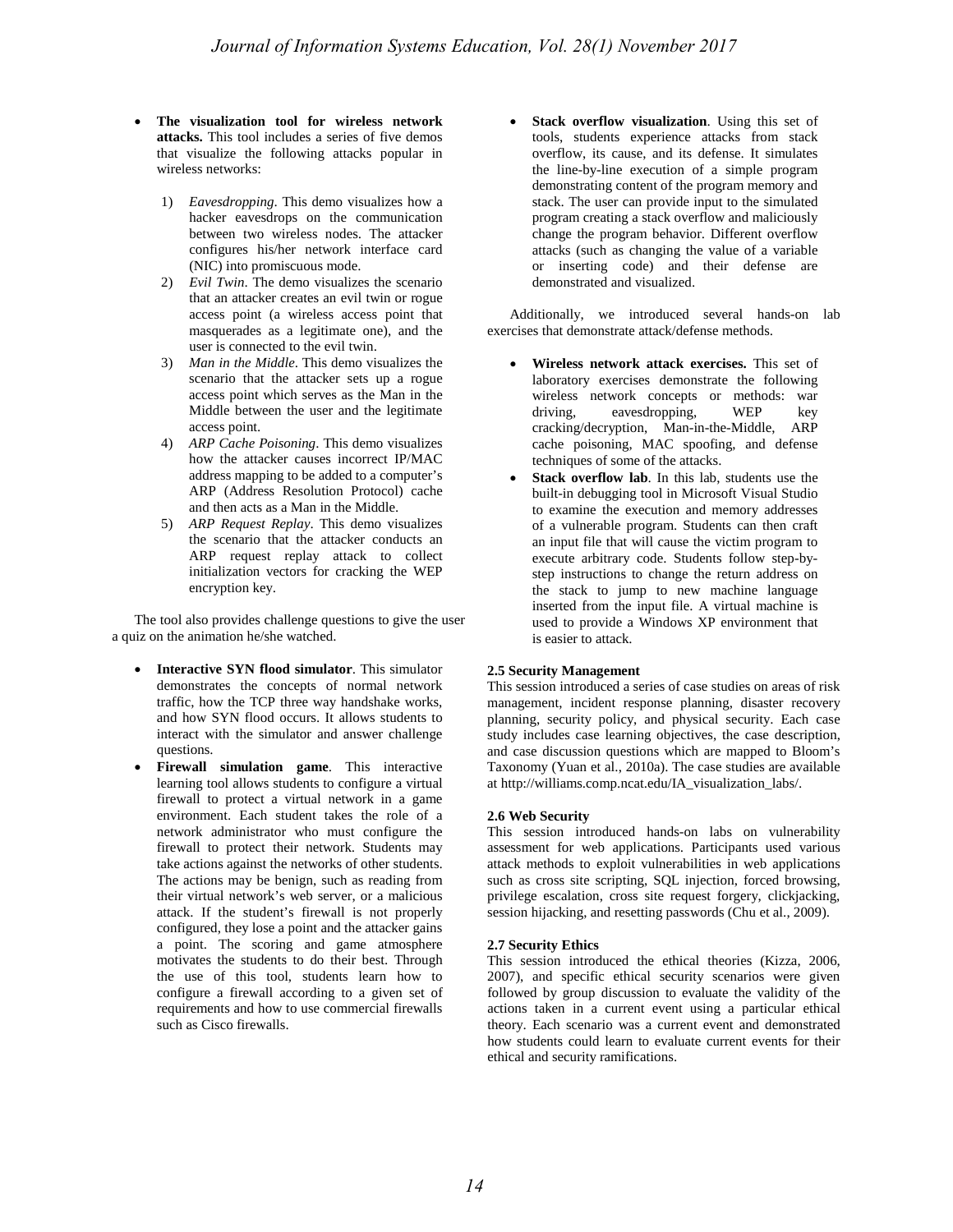- **The visualization tool for wireless network attacks.** This tool includes a series of five demos that visualize the following attacks popular in wireless networks:

  1) *Eavesdropping*. This demo visualizes how a hacker eavesdrops on the communication between two wireless nodes. The attacker configures his/her network interface card (NIC) into promiscuous mode.
  2) *Evil Twin*. The demo visualizes the scenario that an attacker creates an evil twin or rogue access point (a wireless access point that masquerades as a legitimate one), and the user is connected to the evil twin.
  3) *Man in the Middle*. This demo visualizes the scenario that the attacker sets up a rogue access point which serves as the Man in the Middle between the user and the legitimate access point.
  4) *ARP Cache Poisoning*. This demo visualizes how the attacker causes incorrect IP/MAC address mapping to be added to a computer's ARP (Address Resolution Protocol) cache and then acts as a Man in the Middle.
  5) *ARP Request Replay*. This demo visualizes the scenario that the attacker conducts an ARP request replay attack to collect initialization vectors for cracking the WEP encryption key.

The tool also provides challenge questions to give the user a quiz on the animation he/she watched.

- **Interactive SYN flood simulator**. This simulator demonstrates the concepts of normal network traffic, how the TCP three way handshake works, and how SYN flood occurs. It allows students to interact with the simulator and answer challenge questions.
- **Firewall simulation game**. This interactive learning tool allows students to configure a virtual firewall to protect a virtual network in a game environment. Each student takes the role of a network administrator who must configure the firewall to protect their network. Students may take actions against the networks of other students. The actions may be benign, such as reading from their virtual network's web server, or a malicious attack. If the student's firewall is not properly configured, they lose a point and the attacker gains a point. The scoring and game atmosphere motivates the students to do their best. Through the use of this tool, students learn how to configure a firewall according to a given set of requirements and how to use commercial firewalls such as Cisco firewalls.
- **Stack overflow visualization**. Using this set of tools, students experience attacks from stack overflow, its cause, and its defense. It simulates the line-by-line execution of a simple program demonstrating content of the program memory and stack. The user can provide input to the simulated program creating a stack overflow and maliciously change the program behavior. Different overflow attacks (such as changing the value of a variable or inserting code) and their defense are demonstrated and visualized.

Additionally, we introduced several hands-on lab exercises that demonstrate attack/defense methods.

- **Wireless network attack exercises.** This set of laboratory exercises demonstrate the following wireless network concepts or methods: war driving, eavesdropping, WEP key cracking/decryption, Man-in-the-Middle, ARP cache poisoning, MAC spoofing, and defense techniques of some of the attacks.
- **Stack overflow lab**. In this lab, students use the built-in debugging tool in Microsoft Visual Studio to examine the execution and memory addresses of a vulnerable program. Students can then craft an input file that will cause the victim program to execute arbitrary code. Students follow step-by-step instructions to change the return address on the stack to jump to new machine language inserted from the input file. A virtual machine is used to provide a Windows XP environment that is easier to attack.

### 2.5 Security Management

This session introduced a series of case studies on areas of risk management, incident response planning, disaster recovery planning, security policy, and physical security. Each case study includes case learning objectives, the case description, and case discussion questions which are mapped to Bloom's Taxonomy (Yuan et al., 2010a). The case studies are available at http://williams.comp.ncat.edu/IA_visualization_labs/.

### 2.6 Web Security

This session introduced hands-on labs on vulnerability assessment for web applications. Participants used various attack methods to exploit vulnerabilities in web applications such as cross site scripting, SQL injection, forced browsing, privilege escalation, cross site request forgery, clickjacking, session hijacking, and resetting passwords (Chu et al., 2009).

### 2.7 Security Ethics

This session introduced the ethical theories (Kizza, 2006, 2007), and specific ethical security scenarios were given followed by group discussion to evaluate the validity of the actions taken in a current event using a particular ethical theory. Each scenario was a current event and demonstrated how students could learn to evaluate current events for their ethical and security ramifications.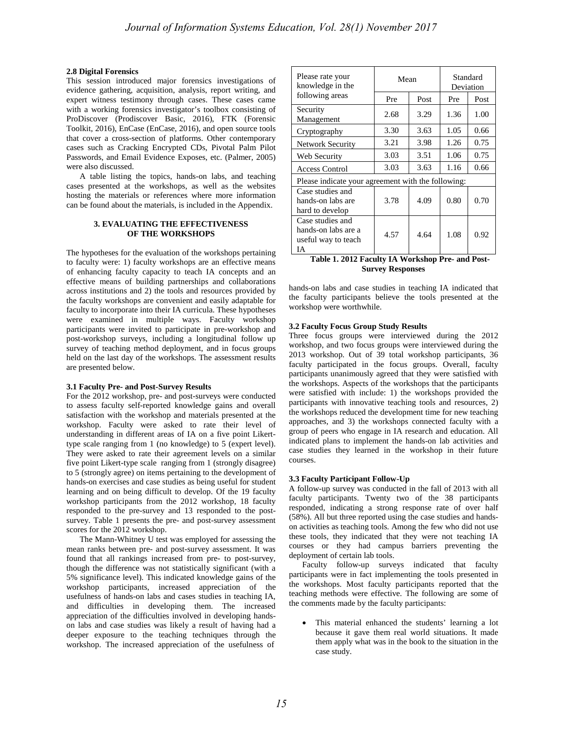### 2.8 Digital Forensics

This session introduced major forensics investigations of evidence gathering, acquisition, analysis, report writing, and expert witness testimony through cases. These cases came with a working forensics investigator's toolbox consisting of ProDiscover (Prodiscover Basic, 2016), FTK (Forensic Toolkit, 2016), EnCase (EnCase, 2016), and open source tools that cover a cross-section of platforms. Other contemporary cases such as Cracking Encrypted CDs, Pivotal Palm Pilot Passwords, and Email Evidence Exposes, etc. (Palmer, 2005) were also discussed.

A table listing the topics, hands-on labs, and teaching cases presented at the workshops, as well as the websites hosting the materials or references where more information can be found about the materials, is included in the Appendix.

## 3. EVALUATING THE EFFECTIVENESS OF THE WORKSHOPS

The hypotheses for the evaluation of the workshops pertaining to faculty were: 1) faculty workshops are an effective means of enhancing faculty capacity to teach IA concepts and an effective means of building partnerships and collaborations across institutions and 2) the tools and resources provided by the faculty workshops are convenient and easily adaptable for faculty to incorporate into their IA curricula. These hypotheses were examined in multiple ways. Faculty workshop participants were invited to participate in pre-workshop and post-workshop surveys, including a longitudinal follow up survey of teaching method deployment, and in focus groups held on the last day of the workshops. The assessment results are presented below.

### 3.1 Faculty Pre- and Post-Survey Results

For the 2012 workshop, pre- and post-surveys were conducted to assess faculty self-reported knowledge gains and overall satisfaction with the workshop and materials presented at the workshop. Faculty were asked to rate their level of understanding in different areas of IA on a five point Likert-type scale ranging from 1 (no knowledge) to 5 (expert level). They were asked to rate their agreement levels on a similar five point Likert-type scale ranging from 1 (strongly disagree) to 5 (strongly agree) on items pertaining to the development of hands-on exercises and case studies as being useful for student learning and on being difficult to develop. Of the 19 faculty workshop participants from the 2012 workshop, 18 faculty responded to the pre-survey and 13 responded to the post-survey. Table 1 presents the pre- and post-survey assessment scores for the 2012 workshop.

The Mann-Whitney U test was employed for assessing the mean ranks between pre- and post-survey assessment. It was found that all rankings increased from pre- to post-survey, though the difference was not statistically significant (with a 5% significance level). This indicated knowledge gains of the workshop participants, increased appreciation of the usefulness of hands-on labs and cases studies in teaching IA, and difficulties in developing them. The increased appreciation of the difficulties involved in developing hands-on labs and case studies was likely a result of having had a deeper exposure to the teaching techniques through the workshop. The increased appreciation of the usefulness of hands-on labs and case studies in teaching IA indicated that the faculty participants believe the tools presented at the workshop were worthwhile.

| Please rate your knowledge in the following areas | Mean | | Standard Deviation | |
|---|---|---|---|---|
| | Pre | Post | Pre | Post |
| Security Management | 2.68 | 3.29 | 1.36 | 1.00 |
| Cryptography | 3.30 | 3.63 | 1.05 | 0.66 |
| Network Security | 3.21 | 3.98 | 1.26 | 0.75 |
| Web Security | 3.03 | 3.51 | 1.06 | 0.75 |
| Access Control | 3.03 | 3.63 | 1.16 | 0.66 |
| Please indicate your agreement with the following: | | | | |
| Case studies and hands-on labs are hard to develop | 3.78 | 4.09 | 0.80 | 0.70 |
| Case studies and hands-on labs are a useful way to teach IA | 4.57 | 4.64 | 1.08 | 0.92 |

**Table 1. 2012 Faculty IA Workshop Pre- and Post-Survey Responses**

### 3.2 Faculty Focus Group Study Results

Three focus groups were interviewed during the 2012 workshop, and two focus groups were interviewed during the 2013 workshop. Out of 39 total workshop participants, 36 faculty participated in the focus groups. Overall, faculty participants unanimously agreed that they were satisfied with the workshops. Aspects of the workshops that the participants were satisfied with include: 1) the workshops provided the participants with innovative teaching tools and resources, 2) the workshops reduced the development time for new teaching approaches, and 3) the workshops connected faculty with a group of peers who engage in IA research and education. All indicated plans to implement the hands-on lab activities and case studies they learned in the workshop in their future courses.

### 3.3 Faculty Participant Follow-Up

A follow-up survey was conducted in the fall of 2013 with all faculty participants. Twenty two of the 38 participants responded, indicating a strong response rate of over half (58%). All but three reported using the case studies and hands-on activities as teaching tools. Among the few who did not use these tools, they indicated that they were not teaching IA courses or they had campus barriers preventing the deployment of certain lab tools.

Faculty follow-up surveys indicated that faculty participants were in fact implementing the tools presented in the workshops. Most faculty participants reported that the teaching methods were effective. The following are some of the comments made by the faculty participants:

- This material enhanced the students' learning a lot because it gave them real world situations. It made them apply what was in the book to the situation in the case study.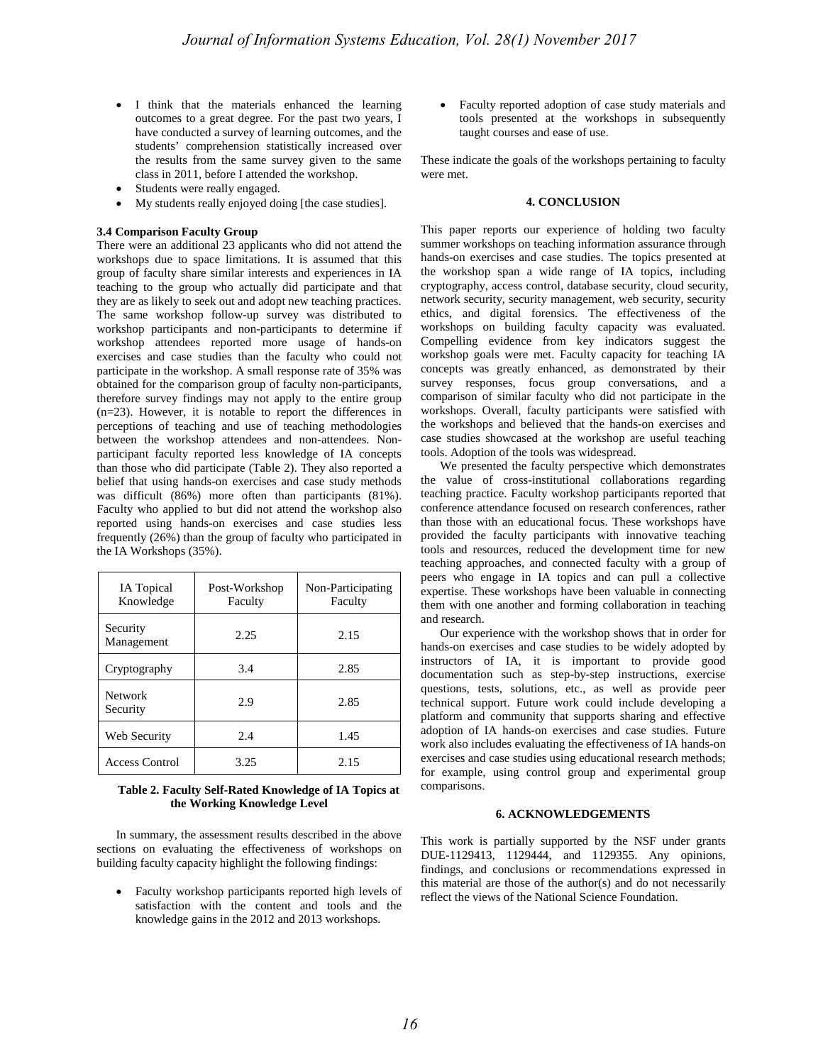- I think that the materials enhanced the learning outcomes to a great degree. For the past two years, I have conducted a survey of learning outcomes, and the students' comprehension statistically increased over the results from the same survey given to the same class in 2011, before I attended the workshop.
- Students were really engaged.
- My students really enjoyed doing [the case studies].

### 3.4 Comparison Faculty Group

There were an additional 23 applicants who did not attend the workshops due to space limitations. It is assumed that this group of faculty share similar interests and experiences in IA teaching to the group who actually did participate and that they are as likely to seek out and adopt new teaching practices. The same workshop follow-up survey was distributed to workshop participants and non-participants to determine if workshop attendees reported more usage of hands-on exercises and case studies than the faculty who could not participate in the workshop. A small response rate of 35% was obtained for the comparison group of faculty non-participants, therefore survey findings may not apply to the entire group (n=23). However, it is notable to report the differences in perceptions of teaching and use of teaching methodologies between the workshop attendees and non-attendees. Non-participant faculty reported less knowledge of IA concepts than those who did participate (Table 2). They also reported a belief that using hands-on exercises and case study methods was difficult (86%) more often than participants (81%). Faculty who applied to but did not attend the workshop also reported using hands-on exercises and case studies less frequently (26%) than the group of faculty who participated in the IA Workshops (35%).

| IA Topical Knowledge | Post-Workshop Faculty | Non-Participating Faculty |
|---|---|---|
| Security Management | 2.25 | 2.15 |
| Cryptography | 3.4 | 2.85 |
| Network Security | 2.9 | 2.85 |
| Web Security | 2.4 | 1.45 |
| Access Control | 3.25 | 2.15 |

**Table 2. Faculty Self-Rated Knowledge of IA Topics at the Working Knowledge Level**

In summary, the assessment results described in the above sections on evaluating the effectiveness of workshops on building faculty capacity highlight the following findings:

- Faculty workshop participants reported high levels of satisfaction with the content and tools and the knowledge gains in the 2012 and 2013 workshops.
- Faculty reported adoption of case study materials and tools presented at the workshops in subsequently taught courses and ease of use.

These indicate the goals of the workshops pertaining to faculty were met.

## 4. CONCLUSION

This paper reports our experience of holding two faculty summer workshops on teaching information assurance through hands-on exercises and case studies. The topics presented at the workshop span a wide range of IA topics, including cryptography, access control, database security, cloud security, network security, security management, web security, security ethics, and digital forensics. The effectiveness of the workshops on building faculty capacity was evaluated. Compelling evidence from key indicators suggest the workshop goals were met. Faculty capacity for teaching IA concepts was greatly enhanced, as demonstrated by their survey responses, focus group conversations, and a comparison of similar faculty who did not participate in the workshops. Overall, faculty participants were satisfied with the workshops and believed that the hands-on exercises and case studies showcased at the workshop are useful teaching tools. Adoption of the tools was widespread.

We presented the faculty perspective which demonstrates the value of cross-institutional collaborations regarding teaching practice. Faculty workshop participants reported that conference attendance focused on research conferences, rather than those with an educational focus. These workshops have provided the faculty participants with innovative teaching tools and resources, reduced the development time for new teaching approaches, and connected faculty with a group of peers who engage in IA topics and can pull a collective expertise. These workshops have been valuable in connecting them with one another and forming collaboration in teaching and research.

Our experience with the workshop shows that in order for hands-on exercises and case studies to be widely adopted by instructors of IA, it is important to provide good documentation such as step-by-step instructions, exercise questions, tests, solutions, etc., as well as provide peer technical support. Future work could include developing a platform and community that supports sharing and effective adoption of IA hands-on exercises and case studies. Future work also includes evaluating the effectiveness of IA hands-on exercises and case studies using educational research methods; for example, using control group and experimental group comparisons.

## 6. ACKNOWLEDGEMENTS

This work is partially supported by the NSF under grants DUE-1129413, 1129444, and 1129355. Any opinions, findings, and conclusions or recommendations expressed in this material are those of the author(s) and do not necessarily reflect the views of the National Science Foundation.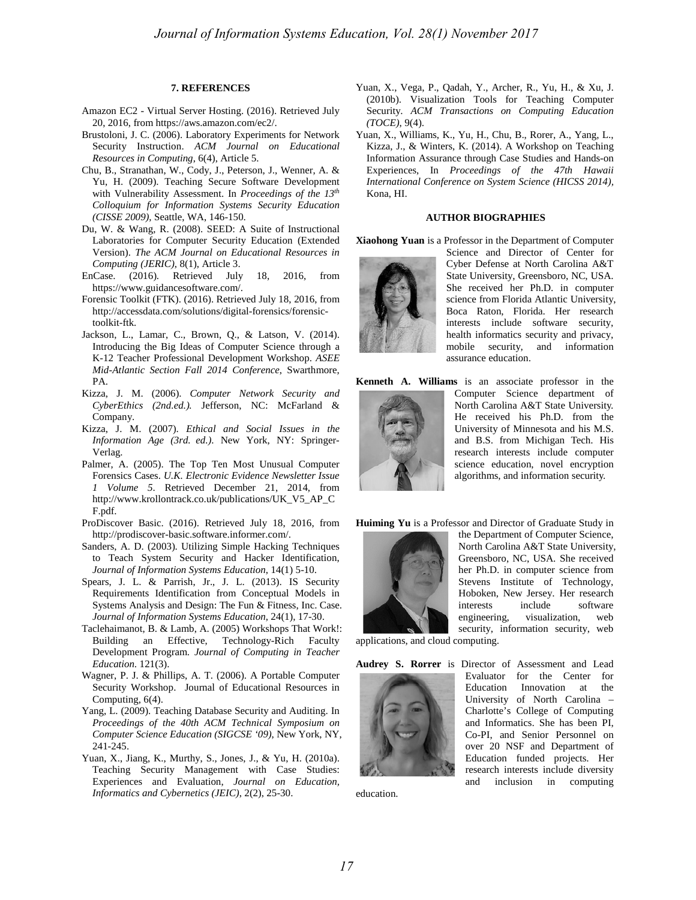## 7. REFERENCES

Amazon EC2 - Virtual Server Hosting. (2016). Retrieved July 20, 2016, from https://aws.amazon.com/ec2/.

Brustoloni, J. C. (2006). Laboratory Experiments for Network Security Instruction. *ACM Journal on Educational Resources in Computing*, 6(4), Article 5.

Chu, B., Stranathan, W., Cody, J., Peterson, J., Wenner, A. & Yu, H. (2009). Teaching Secure Software Development with Vulnerability Assessment. In *Proceedings of the 13th Colloquium for Information Systems Security Education (CISSE 2009)*, Seattle, WA, 146-150.

Du, W. & Wang, R. (2008). SEED: A Suite of Instructional Laboratories for Computer Security Education (Extended Version). *The ACM Journal on Educational Resources in Computing (JERIC)*, 8(1), Article 3.

EnCase. (2016). Retrieved July 18, 2016, from https://www.guidancesoftware.com/.

Forensic Toolkit (FTK). (2016). Retrieved July 18, 2016, from http://accessdata.com/solutions/digital-forensics/forensic-toolkit-ftk.

Jackson, L., Lamar, C., Brown, Q., & Latson, V. (2014). Introducing the Big Ideas of Computer Science through a K-12 Teacher Professional Development Workshop. *ASEE Mid-Atlantic Section Fall 2014 Conference*, Swarthmore, PA.

Kizza, J. M. (2006). *Computer Network Security and CyberEthics (2nd.ed.).* Jefferson, NC: McFarland & Company.

Kizza, J. M. (2007). *Ethical and Social Issues in the Information Age (3rd. ed.).* New York, NY: Springer-Verlag.

Palmer, A. (2005). The Top Ten Most Unusual Computer Forensics Cases. *U.K. Electronic Evidence Newsletter Issue 1 Volume 5*. Retrieved December 21, 2014, from http://www.krollontrack.co.uk/publications/UK_V5_AP_CF.pdf.

ProDiscover Basic. (2016). Retrieved July 18, 2016, from http://prodiscover-basic.software.informer.com/.

Sanders, A. D. (2003). Utilizing Simple Hacking Techniques to Teach System Security and Hacker Identification, *Journal of Information Systems Education*, 14(1) 5-10.

Spears, J. L. & Parrish, Jr., J. L. (2013). IS Security Requirements Identification from Conceptual Models in Systems Analysis and Design: The Fun & Fitness, Inc. Case. *Journal of Information Systems Education*, 24(1), 17-30.

Taclehaimanot, B. & Lamb, A. (2005) Workshops That Work!: Building an Effective, Technology-Rich Faculty Development Program. *Journal of Computing in Teacher Education*. 121(3).

Wagner, P. J. & Phillips, A. T. (2006). A Portable Computer Security Workshop. Journal of Educational Resources in Computing, 6(4).

Yang, L. (2009). Teaching Database Security and Auditing. In *Proceedings of the 40th ACM Technical Symposium on Computer Science Education (SIGCSE '09)*, New York, NY, 241-245.

Yuan, X., Jiang, K., Murthy, S., Jones, J., & Yu, H. (2010a). Teaching Security Management with Case Studies: Experiences and Evaluation, *Journal on Education, Informatics and Cybernetics (JEIC)*, 2(2), 25-30.

Yuan, X., Vega, P., Qadah, Y., Archer, R., Yu, H., & Xu, J. (2010b). Visualization Tools for Teaching Computer Security. *ACM Transactions on Computing Education (TOCE)*, 9(4).

Yuan, X., Williams, K., Yu, H., Chu, B., Rorer, A., Yang, L., Kizza, J., & Winters, K. (2014). A Workshop on Teaching Information Assurance through Case Studies and Hands-on Experiences, In *Proceedings of the 47th Hawaii International Conference on System Science (HICSS 2014)*, Kona, HI.

## AUTHOR BIOGRAPHIES

**Xiaohong Yuan** is a Professor in the Department of Computer Science and Director of Center for Cyber Defense at North Carolina A&T State University, Greensboro, NC, USA. She received her Ph.D. in computer science from Florida Atlantic University, Boca Raton, Florida. Her research interests include software security, health informatics security and privacy, mobile security, and information assurance education.

**Kenneth A. Williams** is an associate professor in the Computer Science department of North Carolina A&T State University. He received his Ph.D. from the University of Minnesota and his M.S. and B.S. from Michigan Tech. His research interests include computer science education, novel encryption algorithms, and information security.

**Huiming Yu** is a Professor and Director of Graduate Study in the Department of Computer Science, North Carolina A&T State University, Greensboro, NC, USA. She received her Ph.D. in computer science from Stevens Institute of Technology, Hoboken, New Jersey. Her research interests include software engineering, visualization, web security, information security, web applications, and cloud computing.

**Audrey S. Rorrer** is Director of Assessment and Lead Evaluator for the Center for Education Innovation at the University of North Carolina – Charlotte's College of Computing and Informatics. She has been PI, Co-PI, and Senior Personnel on over 20 NSF and Department of Education funded projects. Her research interests include diversity and inclusion in computing education.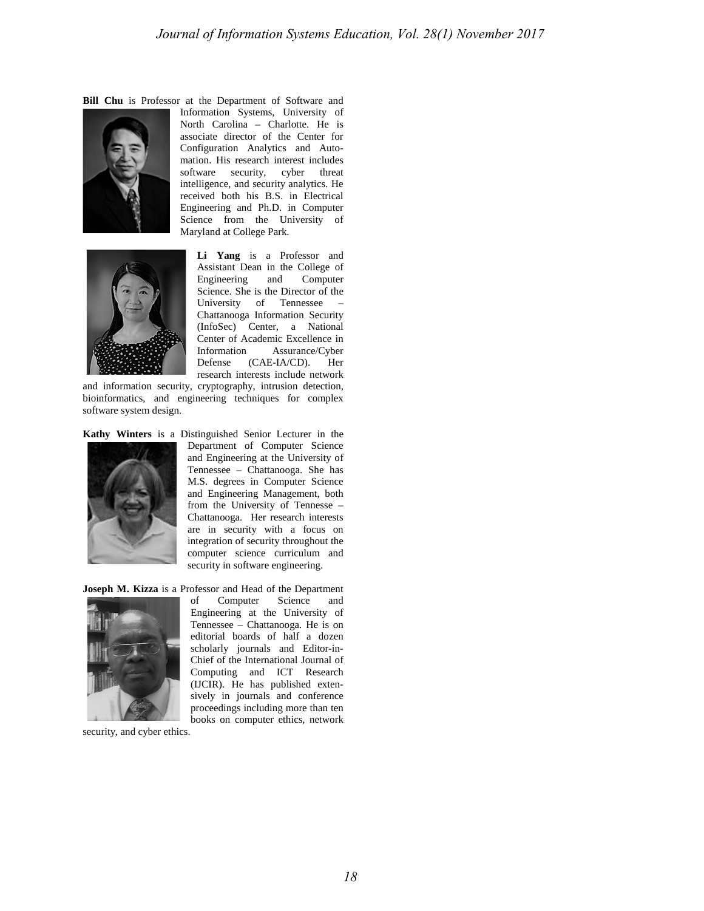**Bill Chu** is Professor at the Department of Software and Information Systems, University of North Carolina – Charlotte. He is associate director of the Center for Configuration Analytics and Automation. His research interest includes software security, cyber threat intelligence, and security analytics. He received both his B.S. in Electrical Engineering and Ph.D. in Computer Science from the University of Maryland at College Park.

**Li Yang** is a Professor and Assistant Dean in the College of Engineering and Computer Science. She is the Director of the University of Tennessee – Chattanooga Information Security (InfoSec) Center, a National Center of Academic Excellence in Information Assurance/Cyber Defense (CAE-IA/CD). Her research interests include network and information security, cryptography, intrusion detection, bioinformatics, and engineering techniques for complex software system design.

**Kathy Winters** is a Distinguished Senior Lecturer in the Department of Computer Science and Engineering at the University of Tennessee – Chattanooga. She has M.S. degrees in Computer Science and Engineering Management, both from the University of Tennesse – Chattanooga. Her research interests are in security with a focus on integration of security throughout the computer science curriculum and security in software engineering.

**Joseph M. Kizza** is a Professor and Head of the Department of Computer Science and Engineering at the University of Tennessee – Chattanooga. He is on editorial boards of half a dozen scholarly journals and Editor-in-Chief of the International Journal of Computing and ICT Research (IJCIR). He has published extensively in journals and conference proceedings including more than ten books on computer ethics, network security, and cyber ethics.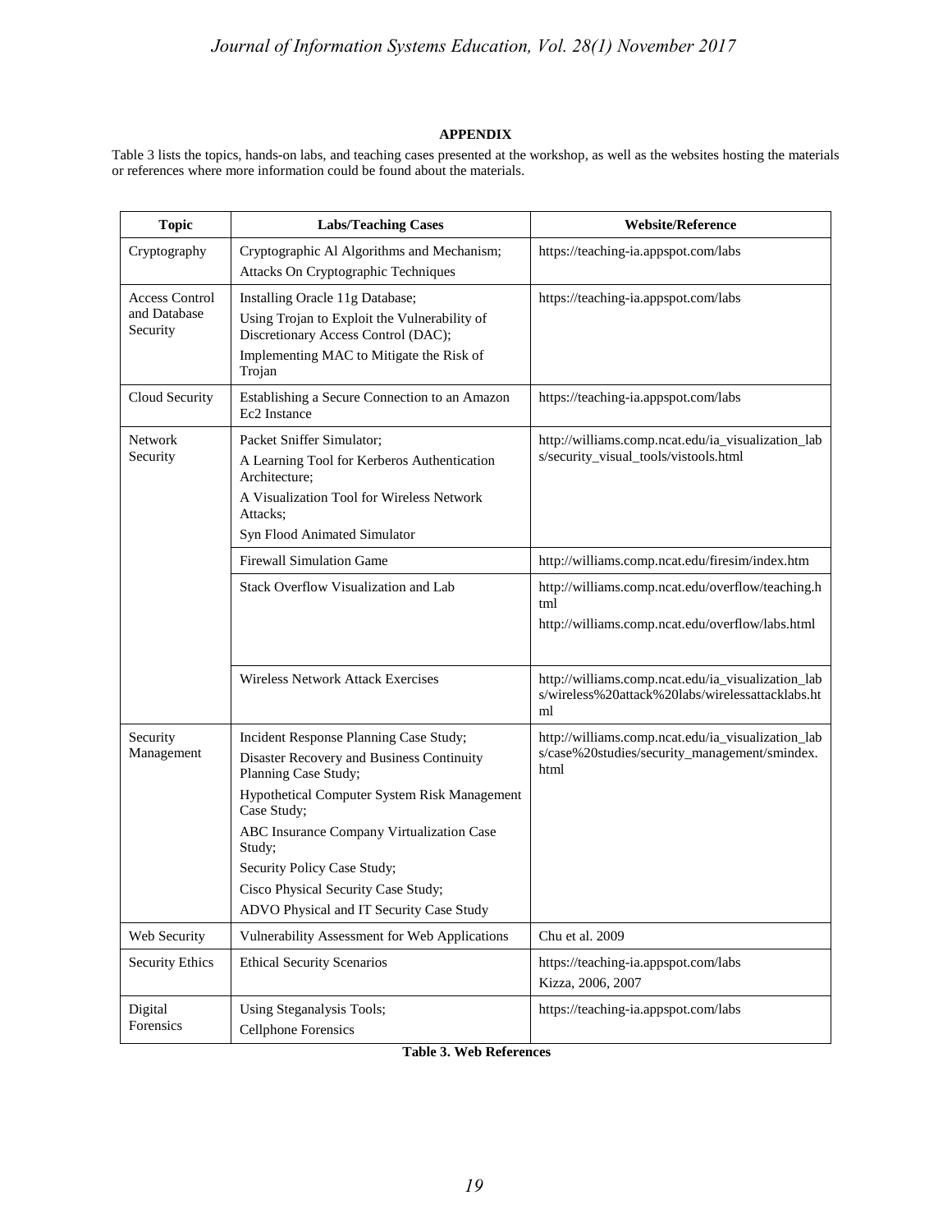## APPENDIX

Table 3 lists the topics, hands-on labs, and teaching cases presented at the workshop, as well as the websites hosting the materials or references where more information could be found about the materials.

| Topic | Labs/Teaching Cases | Website/Reference |
|---|---|---|
| Cryptography | Cryptographic Al Algorithms and Mechanism; Attacks On Cryptographic Techniques | https://teaching-ia.appspot.com/labs |
| Access Control and Database Security | Installing Oracle 11g Database; Using Trojan to Exploit the Vulnerability of Discretionary Access Control (DAC); Implementing MAC to Mitigate the Risk of Trojan | https://teaching-ia.appspot.com/labs |
| Cloud Security | Establishing a Secure Connection to an Amazon Ec2 Instance | https://teaching-ia.appspot.com/labs |
| Network Security | Packet Sniffer Simulator; A Learning Tool for Kerberos Authentication Architecture; A Visualization Tool for Wireless Network Attacks; Syn Flood Animated Simulator | http://williams.comp.ncat.edu/ia_visualization_labs/security_visual_tools/vistools.html |
| | Firewall Simulation Game | http://williams.comp.ncat.edu/firesim/index.htm |
| | Stack Overflow Visualization and Lab | http://williams.comp.ncat.edu/overflow/teaching.html http://williams.comp.ncat.edu/overflow/labs.html |
| | Wireless Network Attack Exercises | http://williams.comp.ncat.edu/ia_visualization_labs/wireless%20attack%20labs/wirelessattacklabs.html |
| Security Management | Incident Response Planning Case Study; Disaster Recovery and Business Continuity Planning Case Study; Hypothetical Computer System Risk Management Case Study; ABC Insurance Company Virtualization Case Study; Security Policy Case Study; Cisco Physical Security Case Study; ADVO Physical and IT Security Case Study | http://williams.comp.ncat.edu/ia_visualization_labs/case%20studies/security_management/smindex.html |
| Web Security | Vulnerability Assessment for Web Applications | Chu et al. 2009 |
| Security Ethics | Ethical Security Scenarios | https://teaching-ia.appspot.com/labs Kizza, 2006, 2007 |
| Digital Forensics | Using Steganalysis Tools; Cellphone Forensics | https://teaching-ia.appspot.com/labs |

**Table 3. Web References**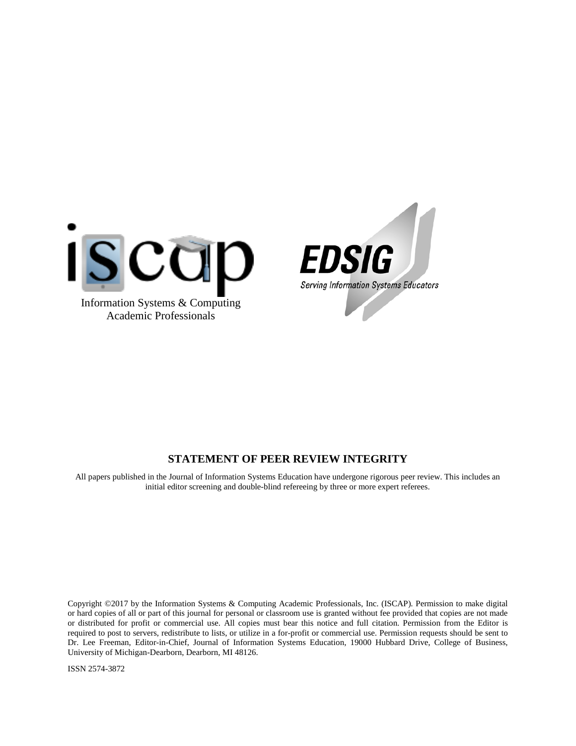Information Systems & Computing Academic Professionals

EDSIG

Serving Information Systems Educators

## STATEMENT OF PEER REVIEW INTEGRITY

All papers published in the Journal of Information Systems Education have undergone rigorous peer review. This includes an initial editor screening and double-blind refereeing by three or more expert referees.

Copyright ©2017 by the Information Systems & Computing Academic Professionals, Inc. (ISCAP). Permission to make digital or hard copies of all or part of this journal for personal or classroom use is granted without fee provided that copies are not made or distributed for profit or commercial use. All copies must bear this notice and full citation. Permission from the Editor is required to post to servers, redistribute to lists, or utilize in a for-profit or commercial use. Permission requests should be sent to Dr. Lee Freeman, Editor-in-Chief, Journal of Information Systems Education, 19000 Hubbard Drive, College of Business, University of Michigan-Dearborn, Dearborn, MI 48126.

ISSN 2574-3872